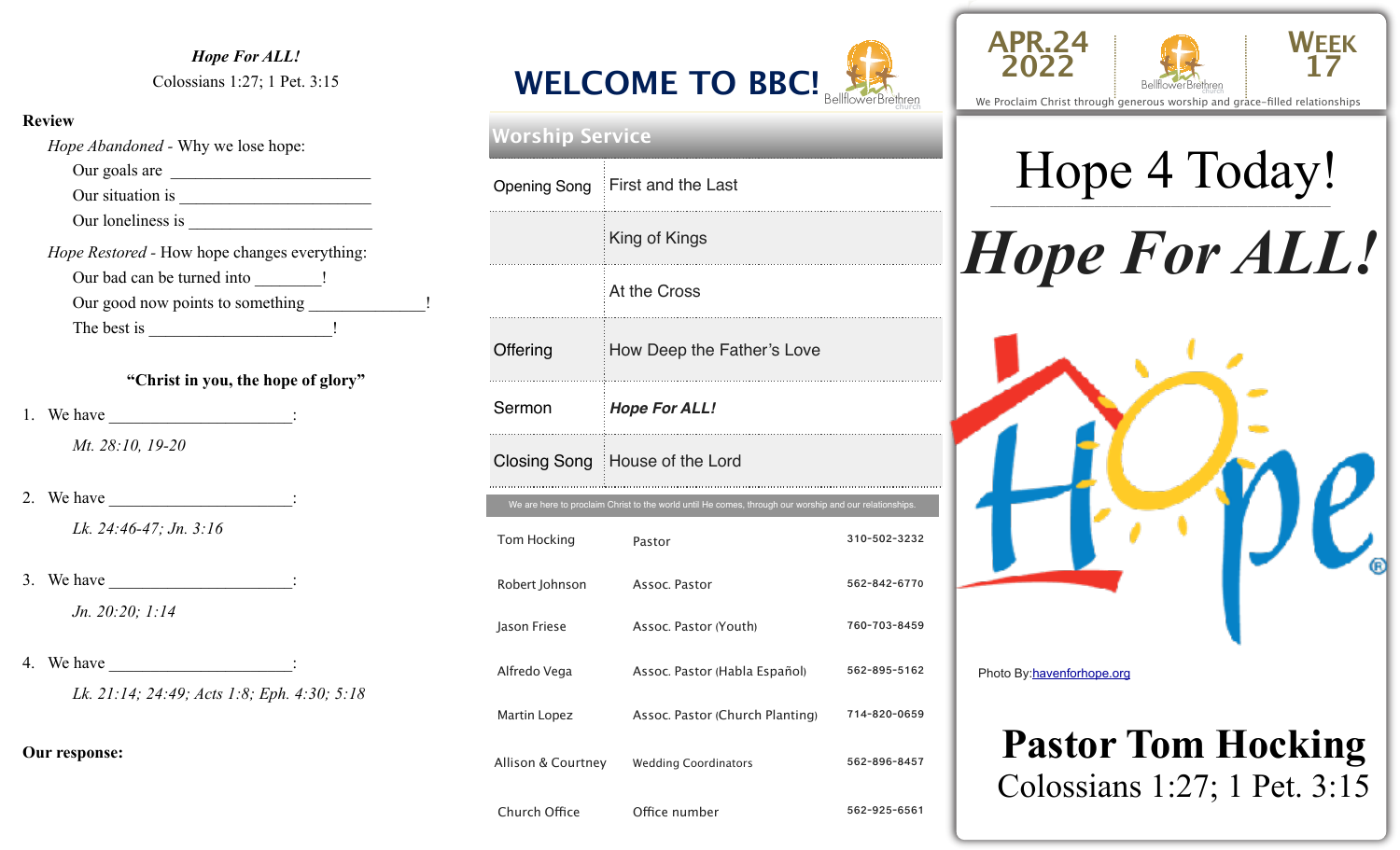*Hope For ALL!*

Colossians 1:27; 1 Pet. 3:15

**Review**

*Hope Abandoned* - Why we lose hope:

Our goals are ______________________

Our situation is ______________________

Our loneliness is ______________________

*Hope Restored* - How hope changes everything:

Our bad can be turned into ________!

Our good now points to something ______________!

The best is ____________________!

**"Christ in you, the hope of glory"**

1. We have ____________________:

   *Mt. 28:10, 19-20*

2. We have ____________________:

   *Lk. 24:46-47; Jn. 3:16*

3. We have ____________________:

   *Jn. 20:20; 1:14*

4. We have ____________________:

   *Lk. 21:14; 24:49; Acts 1:8; Eph. 4:30; 5:18*

**Our response:**

# WELCOME TO BBC!

Bellflower Brethren church

## Worship Service

| | |
|---|---|
| Opening Song | First and the Last |
| | King of Kings |
| | At the Cross |
| Offering | How Deep the Father's Love |
| Sermon | ***Hope For ALL!*** |
| Closing Song | House of the Lord |

We are here to proclaim Christ to the world until He comes, through our worship and our relationships.

| | | |
|---|---|---|
| Tom Hocking | Pastor | 310-502-3232 |
| Robert Johnson | Assoc. Pastor | 562-842-6770 |
| Jason Friese | Assoc. Pastor (Youth) | 760-703-8459 |
| Alfredo Vega | Assoc. Pastor (Habla Español) | 562-895-5162 |
| Martin Lopez | Assoc. Pastor (Church Planting) | 714-820-0659 |
| Allison & Courtney | Wedding Coordinators | 562-896-8457 |
| Church Office | Office number | 562-925-6561 |

APR.24 2022 | Bellflower Brethren church | WEEK 17

We Proclaim Christ through generous worship and grace-filled relationships

# Hope 4 Today!

# *Hope For ALL!*

Photo By: havenforhope.org

**Pastor Tom Hocking**

Colossians 1:27; 1 Pet. 3:15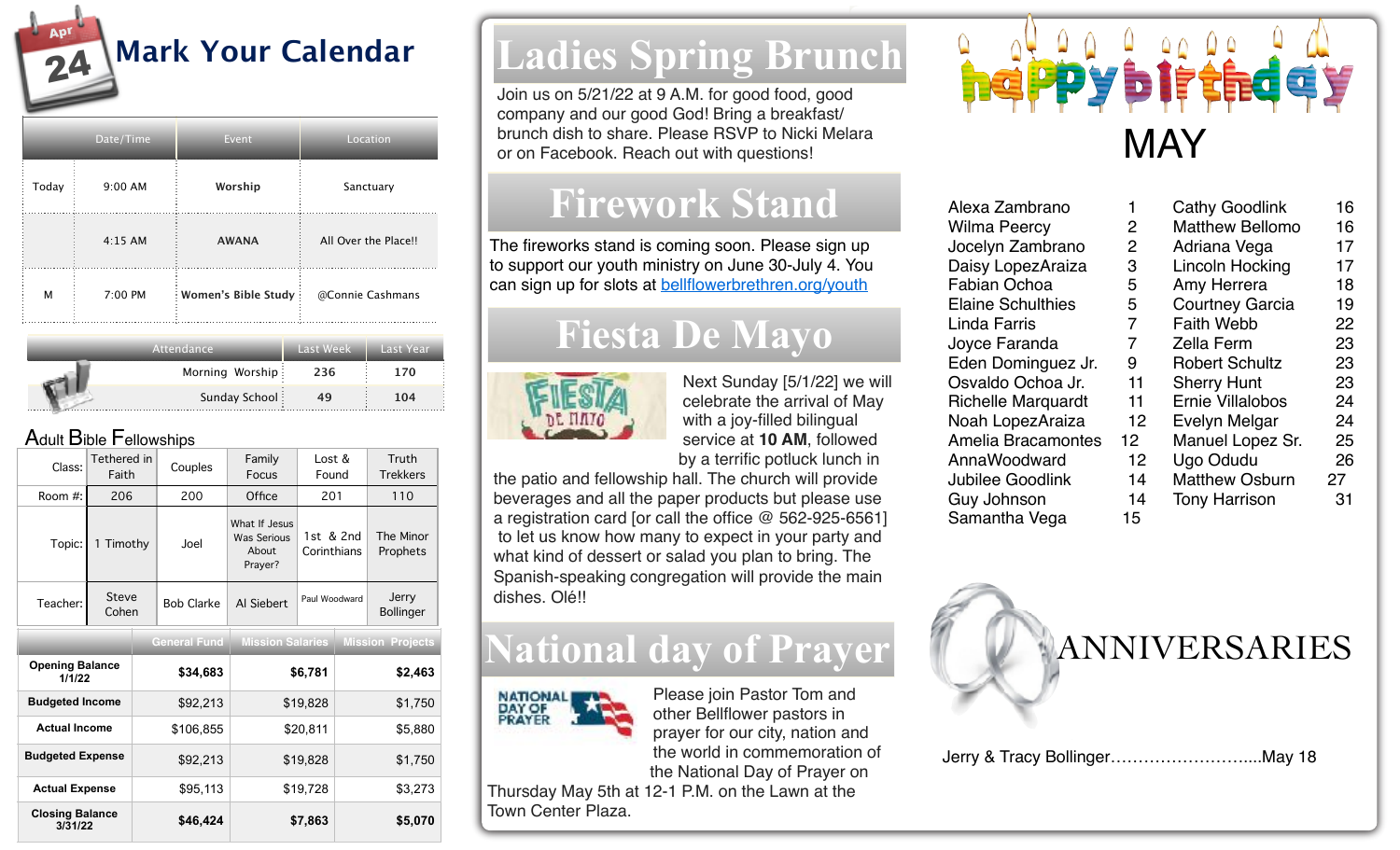# Mark Your Calendar

| Date/Time | | Event | Location |
|---|---|---|---|
| Today | 9:00 AM | Worship | Sanctuary |
| | 4:15 AM | AWANA | All Over the Place!! |
| M | 7:00 PM | Women's Bible Study | @Connie Cashmans |

| Attendance | Last Week | Last Year |
|---|---|---|
| Morning Worship | 236 | 170 |
| Sunday School | 49 | 104 |

## Adult Bible Fellowships

| Class: | Tethered in Faith | Couples | Family Focus | Lost & Found | Truth Trekkers |
|---|---|---|---|---|---|
| Room #: | 206 | 200 | Office | 201 | 110 |
| Topic: | 1 Timothy | Joel | What If Jesus Was Serious About Prayer? | 1st & 2nd Corinthians | The Minor Prophets |
| Teacher: | Steve Cohen | Bob Clarke | Al Siebert | Paul Woodward | Jerry Bollinger |

| | General Fund | Mission Salaries | Mission Projects |
|---|---|---|---|
| **Opening Balance 1/1/22** | **$34,683** | **$6,781** | **$2,463** |
| **Budgeted Income** | $92,213 | $19,828 | $1,750 |
| **Actual Income** | $106,855 | $20,811 | $5,880 |
| **Budgeted Expense** | $92,213 | $19,828 | $1,750 |
| **Actual Expense** | $95,113 | $19,728 | $3,273 |
| **Closing Balance 3/31/22** | **$46,424** | **$7,863** | **$5,070** |

# Ladies Spring Brunch

Join us on 5/21/22 at 9 A.M. for good food, good company and our good God! Bring a breakfast/ brunch dish to share. Please RSVP to Nicki Melara or on Facebook. Reach out with questions!

# Firework Stand

The fireworks stand is coming soon. Please sign up to support our youth ministry on June 30-July 4. You can sign up for slots at bellflowerbrethren.org/youth

# Fiesta De Mayo

Next Sunday [5/1/22] we will celebrate the arrival of May with a joy-filled bilingual service at **10 AM**, followed by a terrific potluck lunch in the patio and fellowship hall. The church will provide beverages and all the paper products but please use a registration card [or call the office @ 562-925-6561] to let us know how many to expect in your party and what kind of dessert or salad you plan to bring. The Spanish-speaking congregation will provide the main dishes. Olé!!

# National day of Prayer

Please join Pastor Tom and other Bellflower pastors in prayer for our city, nation and the world in commemoration of the National Day of Prayer on Thursday May 5th at 12-1 P.M. on the Lawn at the Town Center Plaza.

# happy birthday

## MAY

| | | | |
|---|---|---|---|
| Alexa Zambrano | 1 | Cathy Goodlink | 16 |
| Wilma Peercy | 2 | Matthew Bellomo | 16 |
| Jocelyn Zambrano | 2 | Adriana Vega | 17 |
| Daisy LopezAraiza | 3 | Lincoln Hocking | 17 |
| Fabian Ochoa | 5 | Amy Herrera | 18 |
| Elaine Schulthies | 5 | Courtney Garcia | 19 |
| Linda Farris | 7 | Faith Webb | 22 |
| Joyce Faranda | 7 | Zella Ferm | 23 |
| Eden Dominguez Jr. | 9 | Robert Schultz | 23 |
| Osvaldo Ochoa Jr. | 11 | Sherry Hunt | 23 |
| Richelle Marquardt | 11 | Ernie Villalobos | 24 |
| Noah LopezAraiza | 12 | Evelyn Melgar | 24 |
| Amelia Bracamontes | 12 | Manuel Lopez Sr. | 25 |
| AnnaWoodward | 12 | Ugo Odudu | 26 |
| Jubilee Goodlink | 14 | Matthew Osburn | 27 |
| Guy Johnson | 14 | Tony Harrison | 31 |
| Samantha Vega | 15 | | |

# ANNIVERSARIES

Jerry & Tracy Bollinger……………………...May 18